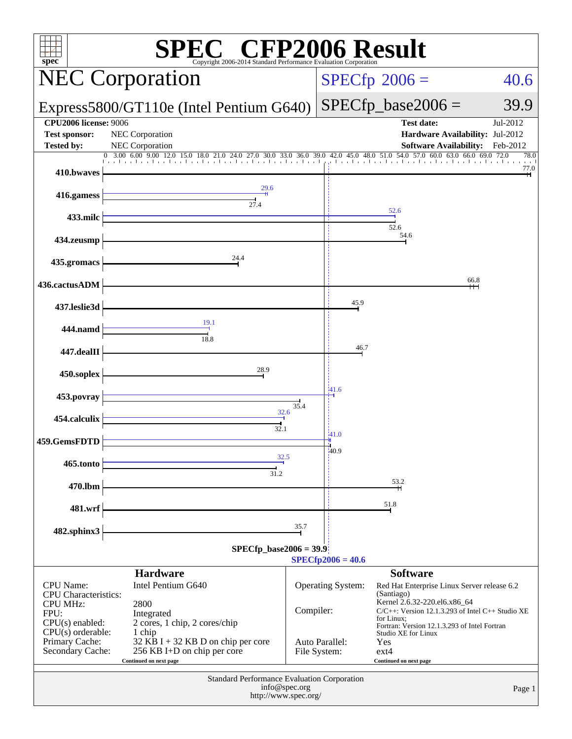# SPEC CFP2006 Result

Copyright 2006-2014 Standard Performance Evaluation Corporation

## NEC Corporation

## Express5800/GT110e (Intel Pentium G640)

SPECfp 2006 = 40.6

SPECfp_base2006 = 39.9

| | | | |
|---|---|---|---|
| **CPU2006 license:** 9006 | | **Test date:** | Jul-2012 |
| **Test sponsor:** | NEC Corporation | **Hardware Availability:** | Jul-2012 |
| **Tested by:** | NEC Corporation | **Software Availability:** | Feb-2012 |

0 3.00 6.00 9.00 12.0 15.0 18.0 21.0 24.0 27.0 30.0 33.0 36.0 39.0 42.0 45.0 48.0 51.0 54.0 57.0 60.0 63.0 66.0 69.0 72.0 78.0

410.bwaves 77.0

416.gamess 29.6 27.4

433.milc 52.6 52.6

434.zeusmp 54.6

435.gromacs 24.4

436.cactusADM 66.8

437.leslie3d 45.9

444.namd 19.1 18.8

447.dealII 46.7

450.soplex 28.9

453.povray 41.6 35.4

454.calculix 32.6 32.1

459.GemsFDTD 41.0 40.9

465.tonto 32.5 31.2

470.lbm 53.2

481.wrf 51.8

482.sphinx3 35.7

SPECfp_base2006 = 39.9

SPECfp2006 = 40.6

## Hardware

| | |
|---|---|
| CPU Name: | Intel Pentium G640 |
| CPU Characteristics: | |
| CPU MHz: | 2800 |
| FPU: | Integrated |
| CPU(s) enabled: | 2 cores, 1 chip, 2 cores/chip |
| CPU(s) orderable: | 1 chip |
| Primary Cache: | 32 KB I + 32 KB D on chip per core |
| Secondary Cache: | 256 KB I+D on chip per core |

Continued on next page

## Software

| | |
|---|---|
| Operating System: | Red Hat Enterprise Linux Server release 6.2 (Santiago) Kernel 2.6.32-220.el6.x86_64 |
| Compiler: | C/C++: Version 12.1.3.293 of Intel C++ Studio XE for Linux; Fortran: Version 12.1.3.293 of Intel Fortran Studio XE for Linux |
| Auto Parallel: | Yes |
| File System: | ext4 |

Continued on next page

Standard Performance Evaluation Corporation
info@spec.org
http://www.spec.org/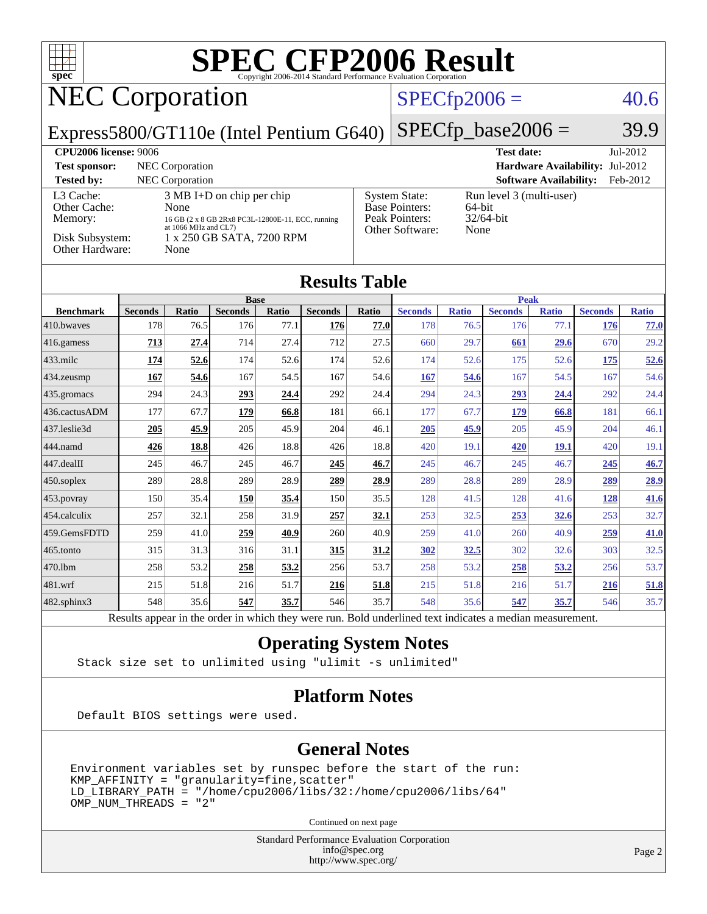# SPEC CFP2006 Result

Copyright 2006-2014 Standard Performance Evaluation Corporation

# NEC Corporation

## Express5800/GT110e (Intel Pentium G640)

SPECfp2006 = 40.6

SPECfp_base2006 = 39.9

| | | | |
|---|---|---|---|
| **CPU2006 license:** 9006 | | **Test date:** | Jul-2012 |
| **Test sponsor:** | NEC Corporation | **Hardware Availability:** | Jul-2012 |
| **Tested by:** | NEC Corporation | **Software Availability:** | Feb-2012 |

| | | | |
|---|---|---|---|
| L3 Cache: | 3 MB I+D on chip per chip | System State: | Run level 3 (multi-user) |
| Other Cache: | None | Base Pointers: | 64-bit |
| Memory: | 16 GB (2 x 8 GB 2Rx8 PC3L-12800E-11, ECC, running at 1066 MHz and CL7) | Peak Pointers: | 32/64-bit |
| Disk Subsystem: | 1 x 250 GB SATA, 7200 RPM | Other Software: | None |
| Other Hardware: | None | | |

## Results Table

| | Base | | | | | | Peak | | | | | |
|---|---|---|---|---|---|---|---|---|---|---|---|---|
| **Benchmark** | **Seconds** | **Ratio** | **Seconds** | **Ratio** | **Seconds** | **Ratio** | **Seconds** | **Ratio** | **Seconds** | **Ratio** | **Seconds** | **Ratio** |
| 410.bwaves | 178 | 76.5 | 176 | 77.1 | **176** | **77.0** | 178 | 76.5 | 176 | 77.1 | **176** | **77.0** |
| 416.gamess | **713** | **27.4** | 714 | 27.4 | 712 | 27.5 | 660 | 29.7 | **661** | **29.6** | 670 | 29.2 |
| 433.milc | **174** | **52.6** | 174 | 52.6 | 174 | 52.6 | 174 | 52.6 | 175 | 52.6 | **175** | **52.6** |
| 434.zeusmp | **167** | **54.6** | 167 | 54.5 | 167 | 54.6 | **167** | **54.6** | 167 | 54.5 | 167 | 54.6 |
| 435.gromacs | 294 | 24.3 | **293** | **24.4** | 292 | 24.4 | 294 | 24.3 | **293** | **24.4** | 292 | 24.4 |
| 436.cactusADM | 177 | 67.7 | **179** | **66.8** | 181 | 66.1 | 177 | 67.7 | **179** | **66.8** | 181 | 66.1 |
| 437.leslie3d | **205** | **45.9** | 205 | 45.9 | 204 | 46.1 | **205** | **45.9** | 205 | 45.9 | 204 | 46.1 |
| 444.namd | **426** | **18.8** | 426 | 18.8 | 426 | 18.8 | 420 | 19.1 | **420** | **19.1** | 420 | 19.1 |
| 447.dealII | 245 | 46.7 | 245 | 46.7 | **245** | **46.7** | 245 | 46.7 | 245 | 46.7 | **245** | **46.7** |
| 450.soplex | 289 | 28.8 | 289 | 28.9 | **289** | **28.9** | 289 | 28.8 | 289 | 28.9 | **289** | **28.9** |
| 453.povray | 150 | 35.4 | **150** | **35.4** | 150 | 35.5 | 128 | 41.5 | 128 | 41.6 | **128** | **41.6** |
| 454.calculix | 257 | 32.1 | 258 | 31.9 | **257** | **32.1** | 253 | 32.5 | **253** | **32.6** | 253 | 32.7 |
| 459.GemsFDTD | 259 | 41.0 | **259** | **40.9** | 260 | 40.9 | 259 | 41.0 | 260 | 40.9 | **259** | **41.0** |
| 465.tonto | 315 | 31.3 | 316 | 31.1 | **315** | **31.2** | **302** | **32.5** | 302 | 32.6 | 303 | 32.5 |
| 470.lbm | 258 | 53.2 | **258** | **53.2** | 256 | 53.7 | 258 | 53.2 | **258** | **53.2** | 256 | 53.7 |
| 481.wrf | 215 | 51.8 | 216 | 51.7 | **216** | **51.8** | 215 | 51.8 | 216 | 51.7 | **216** | **51.8** |
| 482.sphinx3 | 548 | 35.6 | **547** | **35.7** | 546 | 35.7 | 548 | 35.6 | **547** | **35.7** | 546 | 35.7 |

Results appear in the order in which they were run. Bold underlined text indicates a median measurement.

## Operating System Notes

```
Stack size set to unlimited using "ulimit -s unlimited"
```

## Platform Notes

```
Default BIOS settings were used.
```

## General Notes

```
Environment variables set by runspec before the start of the run:
KMP_AFFINITY = "granularity=fine,scatter"
LD_LIBRARY_PATH = "/home/cpu2006/libs/32:/home/cpu2006/libs/64"
OMP_NUM_THREADS = "2"
```

Continued on next page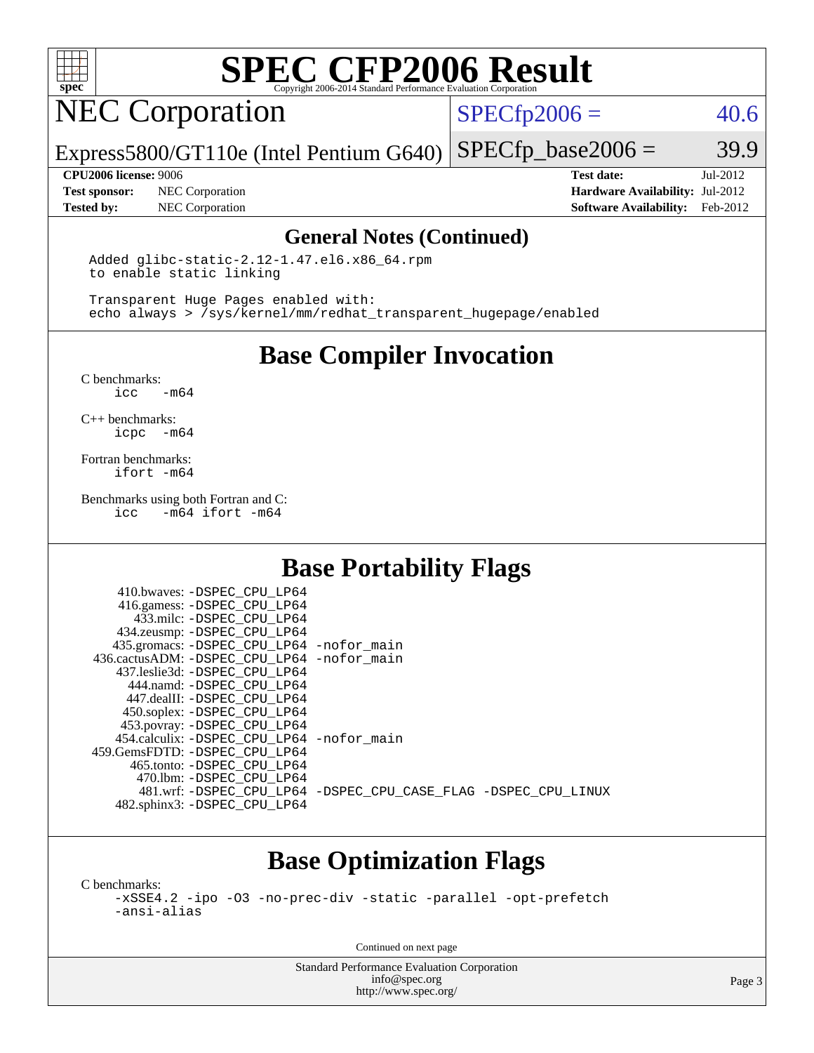# SPEC CFP2006 Result

Copyright 2006-2014 Standard Performance Evaluation Corporation

## NEC Corporation

Express5800/GT110e (Intel Pentium G640)

SPECfp2006 = 40.6

SPECfp_base2006 = 39.9

| | | | |
|---|---|---|---|
| **CPU2006 license:** 9006 | | **Test date:** | Jul-2012 |
| **Test sponsor:** | NEC Corporation | **Hardware Availability:** | Jul-2012 |
| **Tested by:** | NEC Corporation | **Software Availability:** | Feb-2012 |

### General Notes (Continued)

```
Added glibc-static-2.12-1.47.el6.x86_64.rpm
to enable static linking

Transparent Huge Pages enabled with:
echo always > /sys/kernel/mm/redhat_transparent_hugepage/enabled
```

## Base Compiler Invocation

C benchmarks:
```
icc   -m64
```

C++ benchmarks:
```
icpc  -m64
```

Fortran benchmarks:
```
ifort -m64
```

Benchmarks using both Fortran and C:
```
icc   -m64 ifort -m64
```

## Base Portability Flags

| | |
|---|---|
| 410.bwaves: | -DSPEC_CPU_LP64 |
| 416.gamess: | -DSPEC_CPU_LP64 |
| 433.milc: | -DSPEC_CPU_LP64 |
| 434.zeusmp: | -DSPEC_CPU_LP64 |
| 435.gromacs: | -DSPEC_CPU_LP64 -nofor_main |
| 436.cactusADM: | -DSPEC_CPU_LP64 -nofor_main |
| 437.leslie3d: | -DSPEC_CPU_LP64 |
| 444.namd: | -DSPEC_CPU_LP64 |
| 447.dealII: | -DSPEC_CPU_LP64 |
| 450.soplex: | -DSPEC_CPU_LP64 |
| 453.povray: | -DSPEC_CPU_LP64 |
| 454.calculix: | -DSPEC_CPU_LP64 -nofor_main |
| 459.GemsFDTD: | -DSPEC_CPU_LP64 |
| 465.tonto: | -DSPEC_CPU_LP64 |
| 470.lbm: | -DSPEC_CPU_LP64 |
| 481.wrf: | -DSPEC_CPU_LP64 -DSPEC_CPU_CASE_FLAG -DSPEC_CPU_LINUX |
| 482.sphinx3: | -DSPEC_CPU_LP64 |

## Base Optimization Flags

C benchmarks:
```
-xSSE4.2 -ipo -O3 -no-prec-div -static -parallel -opt-prefetch
-ansi-alias
```

Continued on next page

Standard Performance Evaluation Corporation
info@spec.org
http://www.spec.org/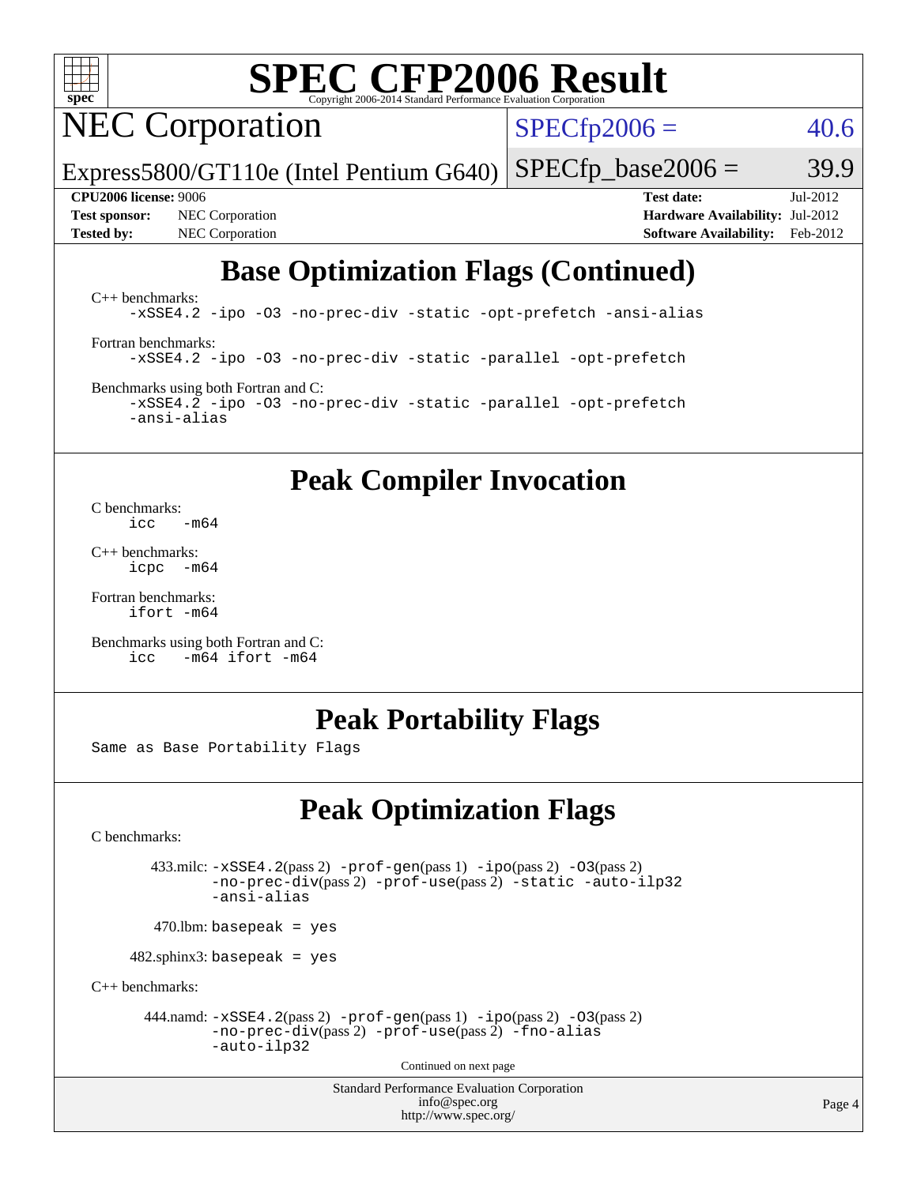# SPEC CFP2006 Result

Copyright 2006-2014 Standard Performance Evaluation Corporation

## NEC Corporation

Express5800/GT110e (Intel Pentium G640)

SPECfp2006 = 40.6

SPECfp_base2006 = 39.9

**CPU2006 license:** 9006
**Test sponsor:** NEC Corporation
**Tested by:** NEC Corporation

**Test date:** Jul-2012
**Hardware Availability:** Jul-2012
**Software Availability:** Feb-2012

## Base Optimization Flags (Continued)

C++ benchmarks:
```
-xSSE4.2 -ipo -O3 -no-prec-div -static -opt-prefetch -ansi-alias
```

Fortran benchmarks:
```
-xSSE4.2 -ipo -O3 -no-prec-div -static -parallel -opt-prefetch
```

Benchmarks using both Fortran and C:
```
-xSSE4.2 -ipo -O3 -no-prec-div -static -parallel -opt-prefetch
-ansi-alias
```

## Peak Compiler Invocation

C benchmarks:
```
icc   -m64
```

C++ benchmarks:
```
icpc  -m64
```

Fortran benchmarks:
```
ifort -m64
```

Benchmarks using both Fortran and C:
```
icc   -m64 ifort -m64
```

## Peak Portability Flags

Same as Base Portability Flags

## Peak Optimization Flags

C benchmarks:

433.milc: -xSSE4.2(pass 2) -prof-gen(pass 1) -ipo(pass 2) -O3(pass 2) -no-prec-div(pass 2) -prof-use(pass 2) -static -auto-ilp32 -ansi-alias

470.lbm: basepeak = yes

482.sphinx3: basepeak = yes

C++ benchmarks:

444.namd: -xSSE4.2(pass 2) -prof-gen(pass 1) -ipo(pass 2) -O3(pass 2) -no-prec-div(pass 2) -prof-use(pass 2) -fno-alias -auto-ilp32

Continued on next page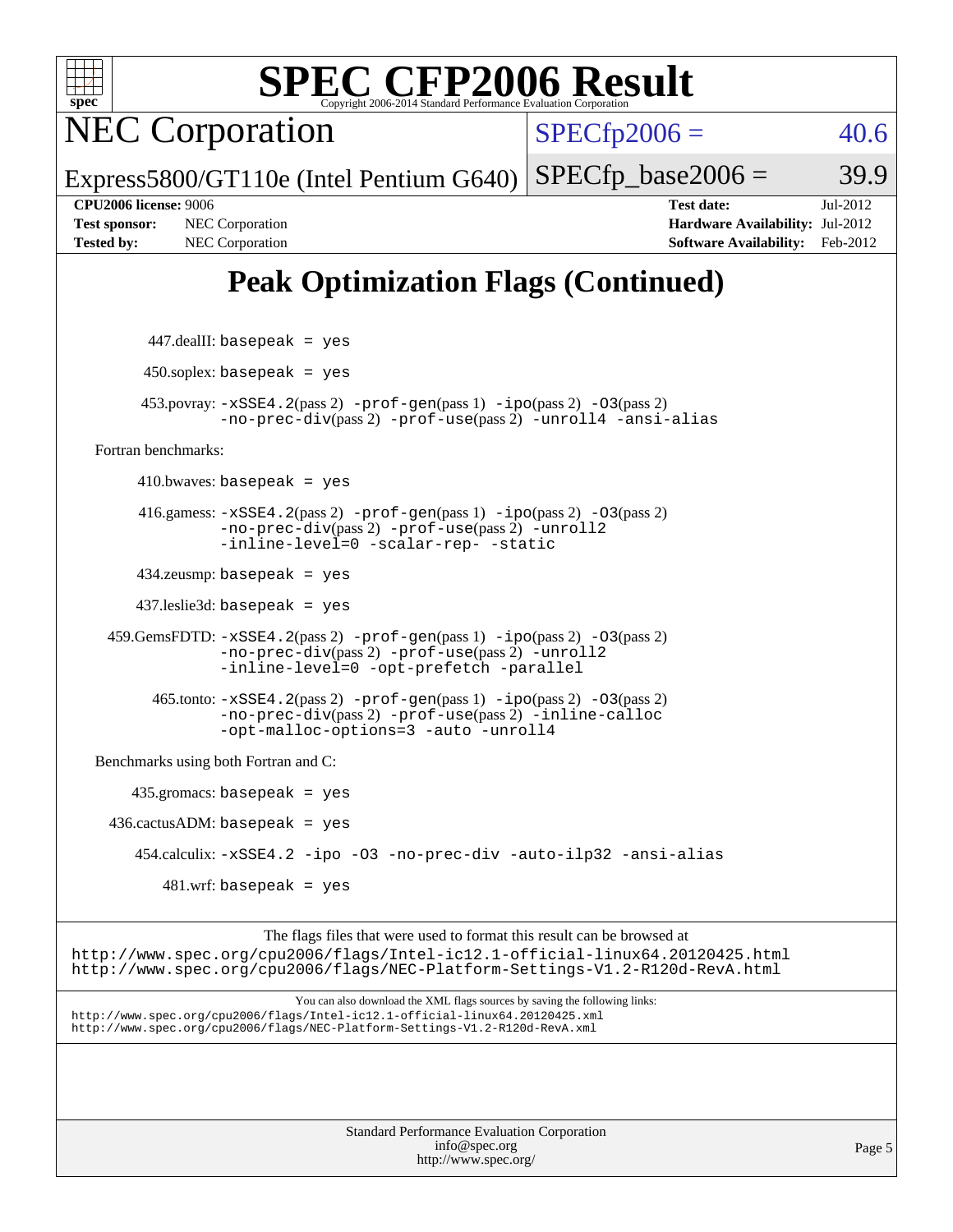# SPEC CFP2006 Result

Copyright 2006-2014 Standard Performance Evaluation Corporation

## NEC Corporation

Express5800/GT110e (Intel Pentium G640)

SPECfp2006 = 40.6

SPECfp_base2006 = 39.9

**CPU2006 license:** 9006
**Test sponsor:** NEC Corporation
**Tested by:** NEC Corporation

**Test date:** Jul-2012
**Hardware Availability:** Jul-2012
**Software Availability:** Feb-2012

## Peak Optimization Flags (Continued)

447.dealII: basepeak = yes

450.soplex: basepeak = yes

453.povray: -xSSE4.2(pass 2) -prof-gen(pass 1) -ipo(pass 2) -O3(pass 2) -no-prec-div(pass 2) -prof-use(pass 2) -unroll4 -ansi-alias

Fortran benchmarks:

410.bwaves: basepeak = yes

416.gamess: -xSSE4.2(pass 2) -prof-gen(pass 1) -ipo(pass 2) -O3(pass 2) -no-prec-div(pass 2) -prof-use(pass 2) -unroll2 -inline-level=0 -scalar-rep- -static

434.zeusmp: basepeak = yes

437.leslie3d: basepeak = yes

459.GemsFDTD: -xSSE4.2(pass 2) -prof-gen(pass 1) -ipo(pass 2) -O3(pass 2) -no-prec-div(pass 2) -prof-use(pass 2) -unroll2 -inline-level=0 -opt-prefetch -parallel

465.tonto: -xSSE4.2(pass 2) -prof-gen(pass 1) -ipo(pass 2) -O3(pass 2) -no-prec-div(pass 2) -prof-use(pass 2) -inline-calloc -opt-malloc-options=3 -auto -unroll4

Benchmarks using both Fortran and C:

435.gromacs: basepeak = yes

436.cactusADM: basepeak = yes

454.calculix: -xSSE4.2 -ipo -O3 -no-prec-div -auto-ilp32 -ansi-alias

481.wrf: basepeak = yes

The flags files that were used to format this result can be browsed at
http://www.spec.org/cpu2006/flags/Intel-ic12.1-official-linux64.20120425.html
http://www.spec.org/cpu2006/flags/NEC-Platform-Settings-V1.2-R120d-RevA.html

You can also download the XML flags sources by saving the following links:
http://www.spec.org/cpu2006/flags/Intel-ic12.1-official-linux64.20120425.xml
http://www.spec.org/cpu2006/flags/NEC-Platform-Settings-V1.2-R120d-RevA.xml

Standard Performance Evaluation Corporation
info@spec.org
http://www.spec.org/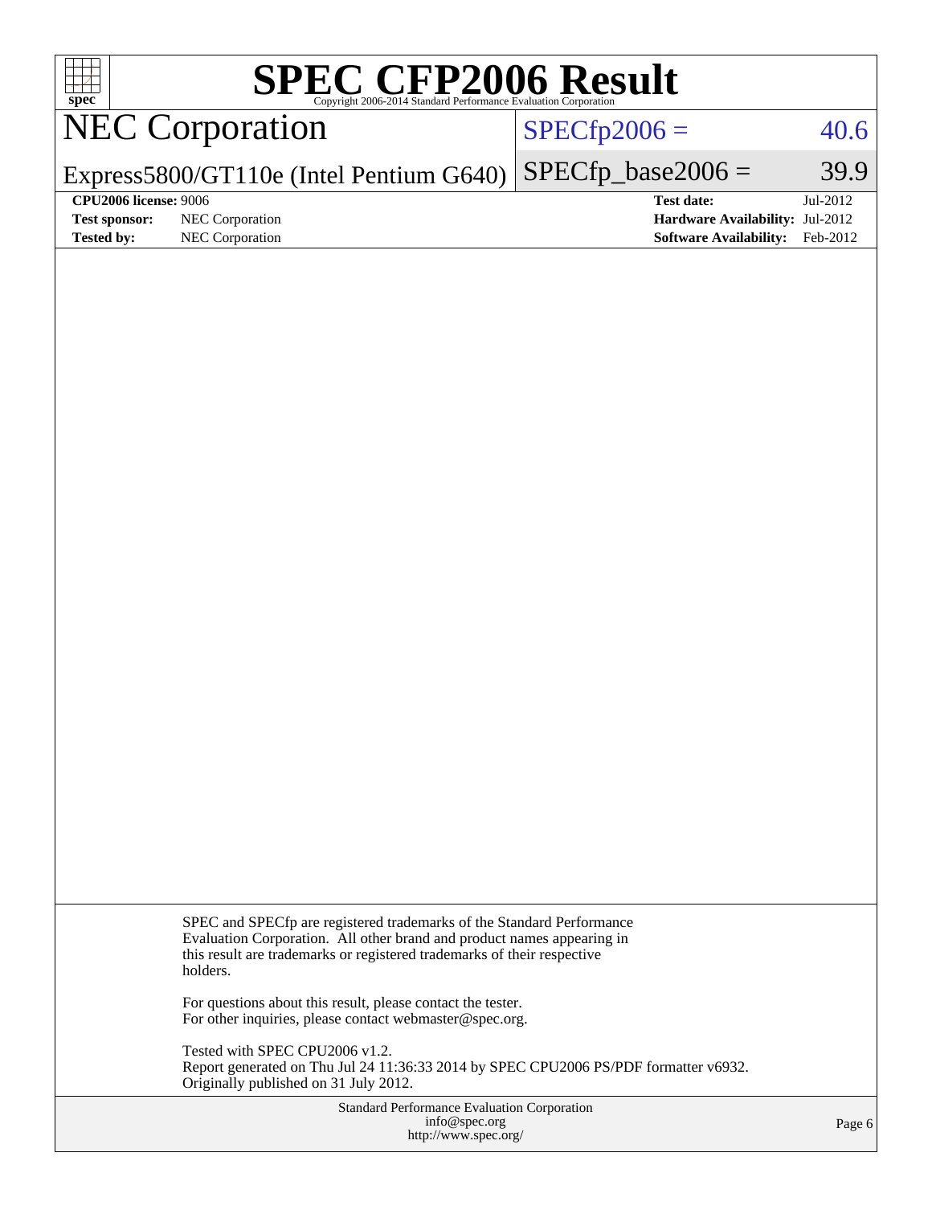# SPEC CFP2006 Result

Copyright 2006-2014 Standard Performance Evaluation Corporation

## NEC Corporation

Express5800/GT110e (Intel Pentium G640)

SPECfp2006 = 40.6

SPECfp_base2006 = 39.9

**CPU2006 license:** 9006
**Test sponsor:** NEC Corporation
**Tested by:** NEC Corporation

**Test date:** Jul-2012
**Hardware Availability:** Jul-2012
**Software Availability:** Feb-2012

SPEC and SPECfp are registered trademarks of the Standard Performance Evaluation Corporation. All other brand and product names appearing in this result are trademarks or registered trademarks of their respective holders.

For questions about this result, please contact the tester.
For other inquiries, please contact webmaster@spec.org.

Tested with SPEC CPU2006 v1.2.
Report generated on Thu Jul 24 11:36:33 2014 by SPEC CPU2006 PS/PDF formatter v6932.
Originally published on 31 July 2012.

Standard Performance Evaluation Corporation
info@spec.org
http://www.spec.org/